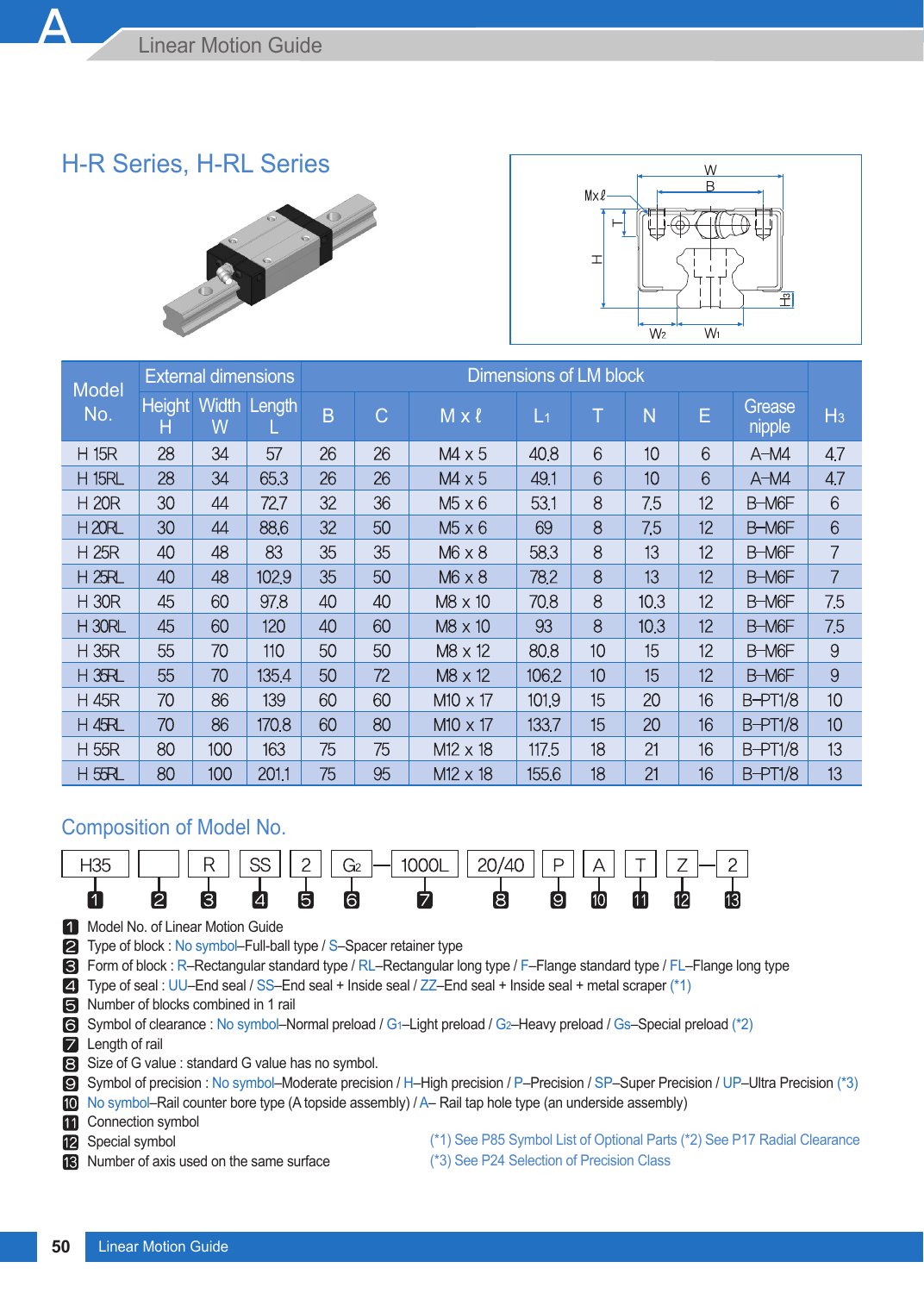# H-R Series, H-RL Series

| Model No. | External dimensions | | | Dimensions of LM block | | | | | | | | |
|---|---|---|---|---|---|---|---|---|---|---|---|---|
| | Height H | Width W | Length L | B | C | M x ℓ | $L_1$ | T | N | E | Grease nipple | $H_3$ |
| H 15R | 28 | 34 | 57 | 26 | 26 | M4 x 5 | 40.8 | 6 | 10 | 6 | A-M4 | 4.7 |
| H 15RL | 28 | 34 | 65.3 | 26 | 26 | M4 x 5 | 49.1 | 6 | 10 | 6 | A-M4 | 4.7 |
| H 20R | 30 | 44 | 72.7 | 32 | 36 | M5 x 6 | 53.1 | 8 | 7.5 | 12 | B-M6F | 6 |
| H 20RL | 30 | 44 | 88.6 | 32 | 50 | M5 x 6 | 69 | 8 | 7.5 | 12 | B-M6F | 6 |
| H 25R | 40 | 48 | 83 | 35 | 35 | M6 x 8 | 58.3 | 8 | 13 | 12 | B-M6F | 7 |
| H 25RL | 40 | 48 | 102.9 | 35 | 50 | M6 x 8 | 78.2 | 8 | 13 | 12 | B-M6F | 7 |
| H 30R | 45 | 60 | 97.8 | 40 | 40 | M8 x 10 | 70.8 | 8 | 10.3 | 12 | B-M6F | 7.5 |
| H 30RL | 45 | 60 | 120 | 40 | 60 | M8 x 10 | 93 | 8 | 10.3 | 12 | B-M6F | 7.5 |
| H 35R | 55 | 70 | 110 | 50 | 50 | M8 x 12 | 80.8 | 10 | 15 | 12 | B-M6F | 9 |
| H 35RL | 55 | 70 | 135.4 | 50 | 72 | M8 x 12 | 106.2 | 10 | 15 | 12 | B-M6F | 9 |
| H 45R | 70 | 86 | 139 | 60 | 60 | M10 x 17 | 101.9 | 15 | 20 | 16 | B-PT1/8 | 10 |
| H 45RL | 70 | 86 | 170.8 | 60 | 80 | M10 x 17 | 133.7 | 15 | 20 | 16 | B-PT1/8 | 10 |
| H 55R | 80 | 100 | 163 | 75 | 75 | M12 x 18 | 117.5 | 18 | 21 | 16 | B-PT1/8 | 13 |
| H 55RL | 80 | 100 | 201.1 | 75 | 95 | M12 x 18 | 155.6 | 18 | 21 | 16 | B-PT1/8 | 13 |

## Composition of Model No.

H35 [1] | (blank) [2] | R [3] | SS [4] | 2 [5] | $G_2$ [6] — 1000L [7] | 20/40 [8] | P [9] | A [10] | T [11] | Z [12] — 2 [13]

1. Model No. of Linear Motion Guide
2. Type of block : No symbol–Full-ball type / S–Spacer retainer type
3. Form of block : R–Rectangular standard type / RL–Rectangular long type / F–Flange standard type / FL–Flange long type
4. Type of seal : UU–End seal / SS–End seal + Inside seal / ZZ–End seal + Inside seal + metal scraper (*1)
5. Number of blocks combined in 1 rail
6. Symbol of clearance : No symbol–Normal preload / $G_1$–Light preload / $G_2$–Heavy preload / Gs–Special preload (*2)
7. Length of rail
8. Size of G value : standard G value has no symbol.
9. Symbol of precision : No symbol–Moderate precision / H–High precision / P–Precision / SP–Super Precision / UP–Ultra Precision (*3)
10. No symbol–Rail counter bore type (A topside assembly) / A– Rail tap hole type (an underside assembly)
11. Connection symbol
12. Special symbol
13. Number of axis used on the same surface

(*1) See P85 Symbol List of Optional Parts (*2) See P17 Radial Clearance
(*3) See P24 Selection of Precision Class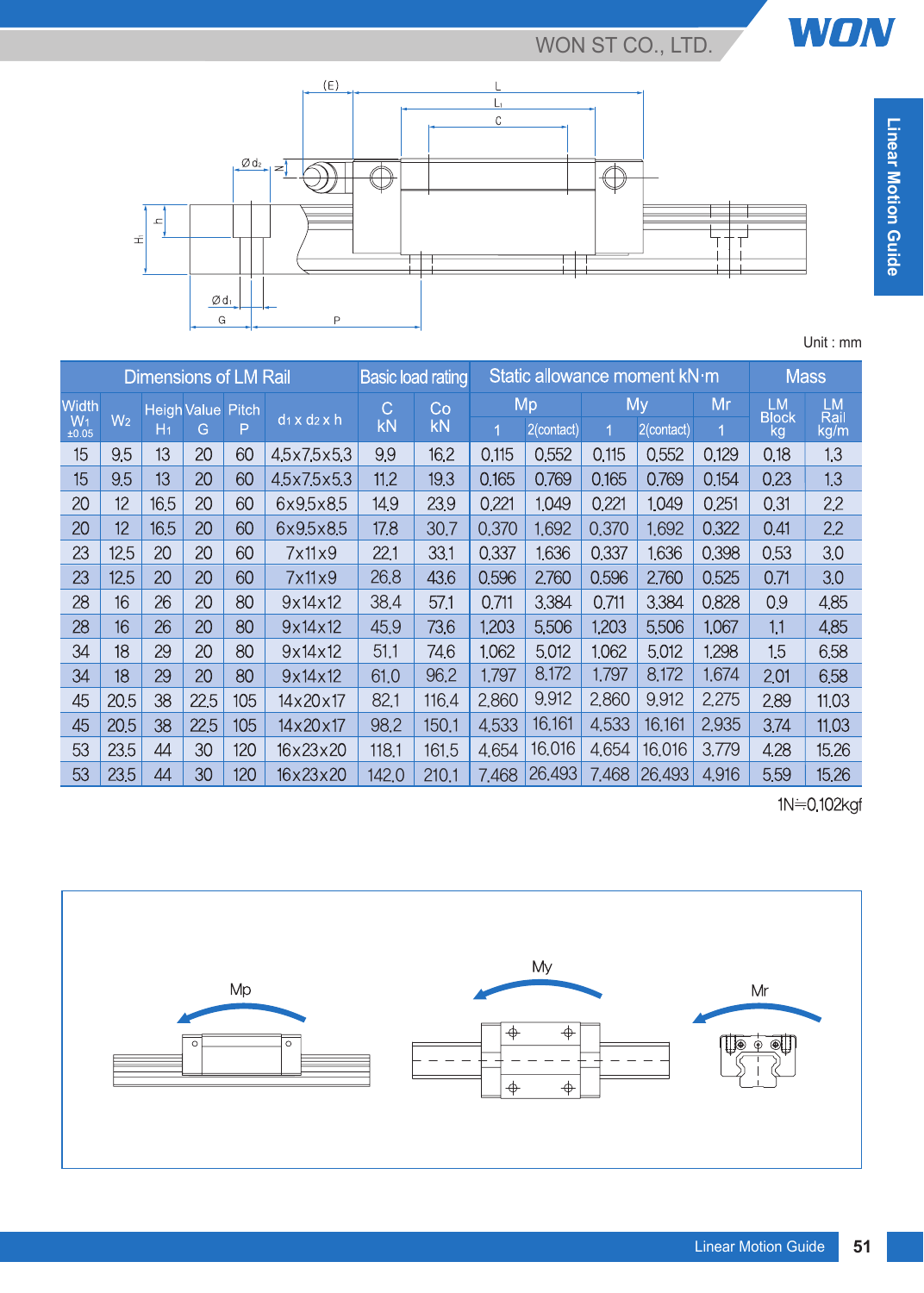(E)

L

$L_1$

C

Ø $d_2$

N

h

$H_1$

Ø $d_1$

G

P

Unit : mm

| Dimensions of LM Rail | | | | | | Basic load rating | | Static allowance moment kN·m | | | | | Mass | |
|---|---|---|---|---|---|---|---|---|---|---|---|---|---|---|
| Width $W_1$ ±0.05 | $W_2$ | Height $H_1$ | Value G | Pitch P | $d_1$ x $d_2$ x h | C kN | Co kN | Mp | | My | | Mr | LM Block kg | LM Rail kg/m |
| | | | | | | | | 1 | 2(contact) | 1 | 2(contact) | 1 | | |
| 15 | 9.5 | 13 | 20 | 60 | 4.5x7.5x5.3 | 9.9 | 16.2 | 0.115 | 0.552 | 0.115 | 0.552 | 0.129 | 0.18 | 1.3 |
| 15 | 9.5 | 13 | 20 | 60 | 4.5x7.5x5.3 | 11.2 | 19.3 | 0.165 | 0.769 | 0.165 | 0.769 | 0.154 | 0.23 | 1.3 |
| 20 | 12 | 16.5 | 20 | 60 | 6x9.5x8.5 | 14.9 | 23.9 | 0.221 | 1.049 | 0.221 | 1.049 | 0.251 | 0.31 | 2.2 |
| 20 | 12 | 16.5 | 20 | 60 | 6x9.5x8.5 | 17.8 | 30.7 | 0.370 | 1.692 | 0.370 | 1.692 | 0.322 | 0.41 | 2.2 |
| 23 | 12.5 | 20 | 20 | 60 | 7x11x9 | 22.1 | 33.1 | 0.337 | 1.636 | 0.337 | 1.636 | 0.398 | 0.53 | 3.0 |
| 23 | 12.5 | 20 | 20 | 60 | 7x11x9 | 26.8 | 43.6 | 0.596 | 2.760 | 0.596 | 2.760 | 0.525 | 0.71 | 3.0 |
| 28 | 16 | 26 | 20 | 80 | 9x14x12 | 38.4 | 57.1 | 0.711 | 3.384 | 0.711 | 3.384 | 0.828 | 0.9 | 4.85 |
| 28 | 16 | 26 | 20 | 80 | 9x14x12 | 45.9 | 73.6 | 1.203 | 5.506 | 1.203 | 5.506 | 1.067 | 1.1 | 4.85 |
| 34 | 18 | 29 | 20 | 80 | 9x14x12 | 51.1 | 74.6 | 1.062 | 5.012 | 1.062 | 5.012 | 1.298 | 1.5 | 6.58 |
| 34 | 18 | 29 | 20 | 80 | 9x14x12 | 61.0 | 96.2 | 1.797 | 8.172 | 1.797 | 8.172 | 1.674 | 2.01 | 6.58 |
| 45 | 20.5 | 38 | 22.5 | 105 | 14x20x17 | 82.1 | 116.4 | 2.860 | 9.912 | 2.860 | 9.912 | 2.275 | 2.89 | 11.03 |
| 45 | 20.5 | 38 | 22.5 | 105 | 14x20x17 | 98.2 | 150.1 | 4.533 | 16.161 | 4.533 | 16.161 | 2.935 | 3.74 | 11.03 |
| 53 | 23.5 | 44 | 30 | 120 | 16x23x20 | 118.1 | 161.5 | 4.654 | 16.016 | 4.654 | 16.016 | 3.779 | 4.28 | 15.26 |
| 53 | 23.5 | 44 | 30 | 120 | 16x23x20 | 142.0 | 210.1 | 7.468 | 26.493 | 7.468 | 26.493 | 4.916 | 5.59 | 15.26 |

1N≒0.102kgf

Mp

My

Mr